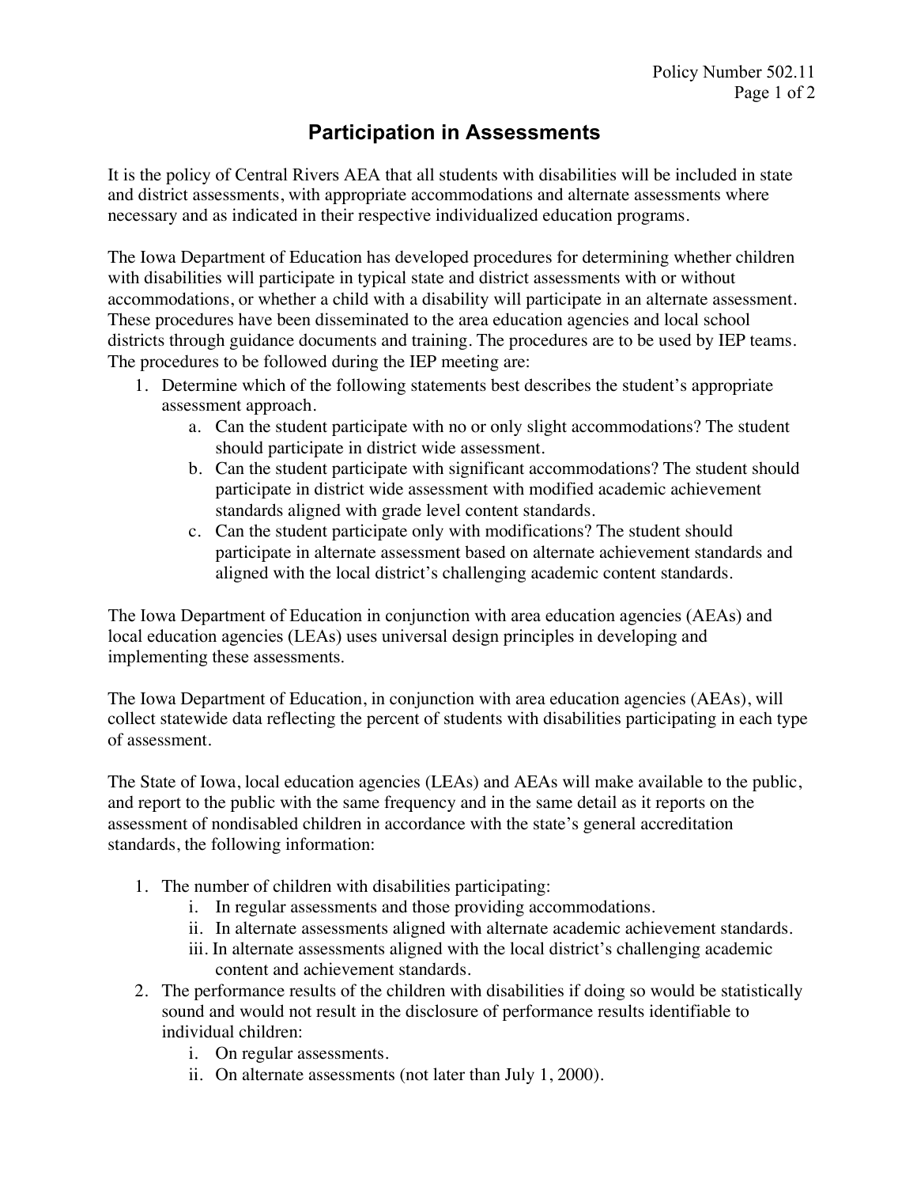# Participation in Assessments

It is the policy of Central Rivers AEA that all students with disabilities will be included in state and district assessments, with appropriate accommodations and alternate assessments where necessary and as indicated in their respective individualized education programs.

The Iowa Department of Education has developed procedures for determining whether children with disabilities will participate in typical state and district assessments with or without accommodations, or whether a child with a disability will participate in an alternate assessment. These procedures have been disseminated to the area education agencies and local school districts through guidance documents and training. The procedures are to be used by IEP teams. The procedures to be followed during the IEP meeting are:

1. Determine which of the following statements best describes the student's appropriate assessment approach.
    a. Can the student participate with no or only slight accommodations? The student should participate in district wide assessment.
    b. Can the student participate with significant accommodations? The student should participate in district wide assessment with modified academic achievement standards aligned with grade level content standards.
    c. Can the student participate only with modifications? The student should participate in alternate assessment based on alternate achievement standards and aligned with the local district's challenging academic content standards.

The Iowa Department of Education in conjunction with area education agencies (AEAs) and local education agencies (LEAs) uses universal design principles in developing and implementing these assessments.

The Iowa Department of Education, in conjunction with area education agencies (AEAs), will collect statewide data reflecting the percent of students with disabilities participating in each type of assessment.

The State of Iowa, local education agencies (LEAs) and AEAs will make available to the public, and report to the public with the same frequency and in the same detail as it reports on the assessment of nondisabled children in accordance with the state's general accreditation standards, the following information:

1. The number of children with disabilities participating:
    i. In regular assessments and those providing accommodations.
    ii. In alternate assessments aligned with alternate academic achievement standards.
    iii. In alternate assessments aligned with the local district's challenging academic content and achievement standards.
2. The performance results of the children with disabilities if doing so would be statistically sound and would not result in the disclosure of performance results identifiable to individual children:
    i. On regular assessments.
    ii. On alternate assessments (not later than July 1, 2000).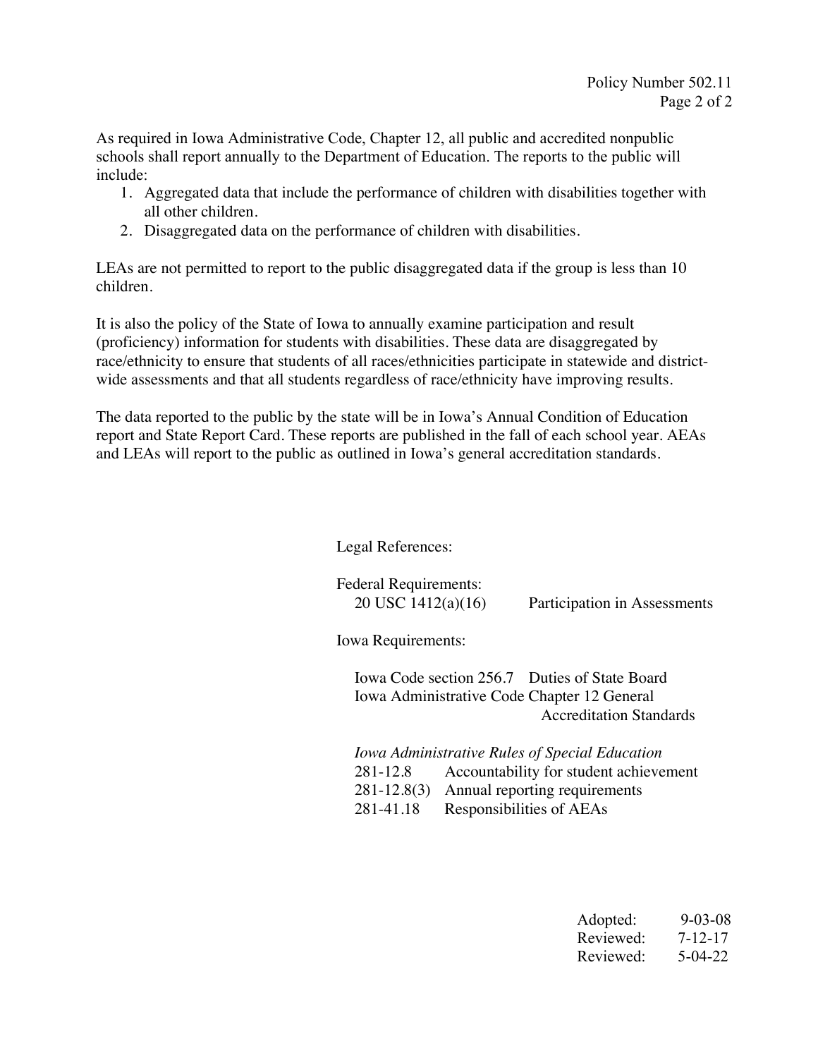As required in Iowa Administrative Code, Chapter 12, all public and accredited nonpublic schools shall report annually to the Department of Education. The reports to the public will include:

1. Aggregated data that include the performance of children with disabilities together with all other children.
2. Disaggregated data on the performance of children with disabilities.

LEAs are not permitted to report to the public disaggregated data if the group is less than 10 children.

It is also the policy of the State of Iowa to annually examine participation and result (proficiency) information for students with disabilities. These data are disaggregated by race/ethnicity to ensure that students of all races/ethnicities participate in statewide and district-wide assessments and that all students regardless of race/ethnicity have improving results.

The data reported to the public by the state will be in Iowa's Annual Condition of Education report and State Report Card. These reports are published in the fall of each school year. AEAs and LEAs will report to the public as outlined in Iowa's general accreditation standards.

Legal References:

Federal Requirements:

20 USC 1412(a)(16) Participation in Assessments

Iowa Requirements:

Iowa Code section 256.7 Duties of State Board

Iowa Administrative Code Chapter 12 General Accreditation Standards

*Iowa Administrative Rules of Special Education*

281-12.8 Accountability for student achievement

281-12.8(3) Annual reporting requirements

281-41.18 Responsibilities of AEAs

Adopted: 9-03-08

Reviewed: 7-12-17

Reviewed: 5-04-22